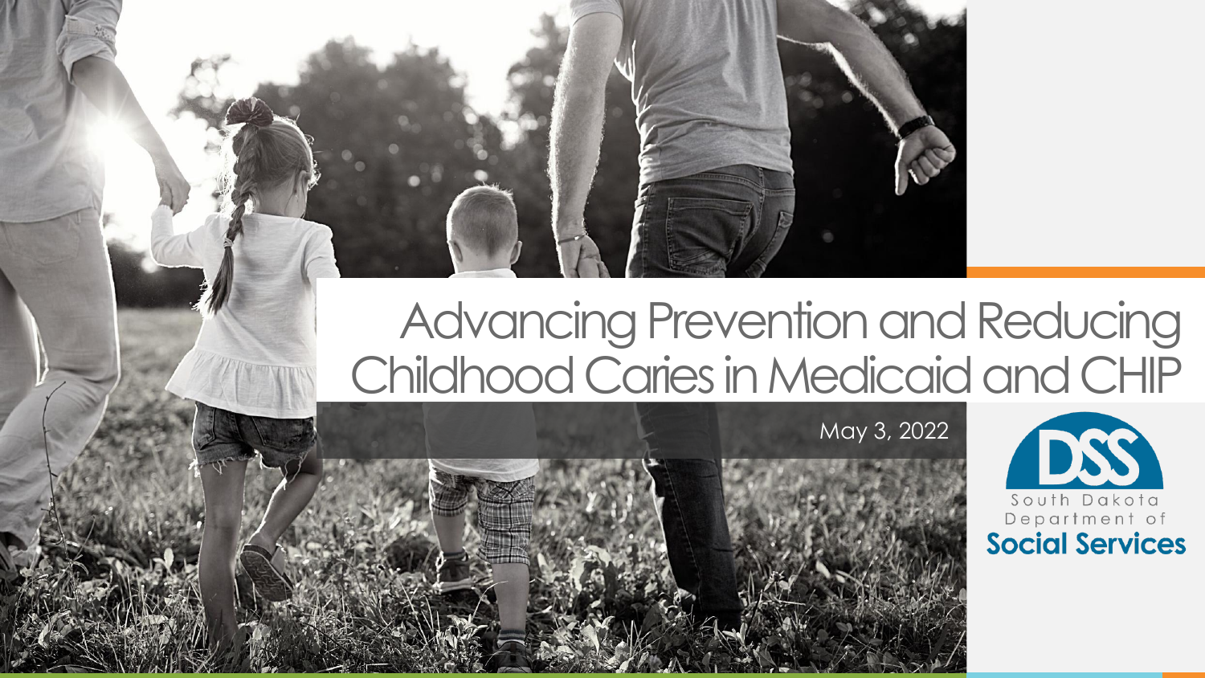# Advancing Prevention and Reducing Childhood Caries in Medicaid and CHIP

May 3, 2022

South Dakota Department of Social Services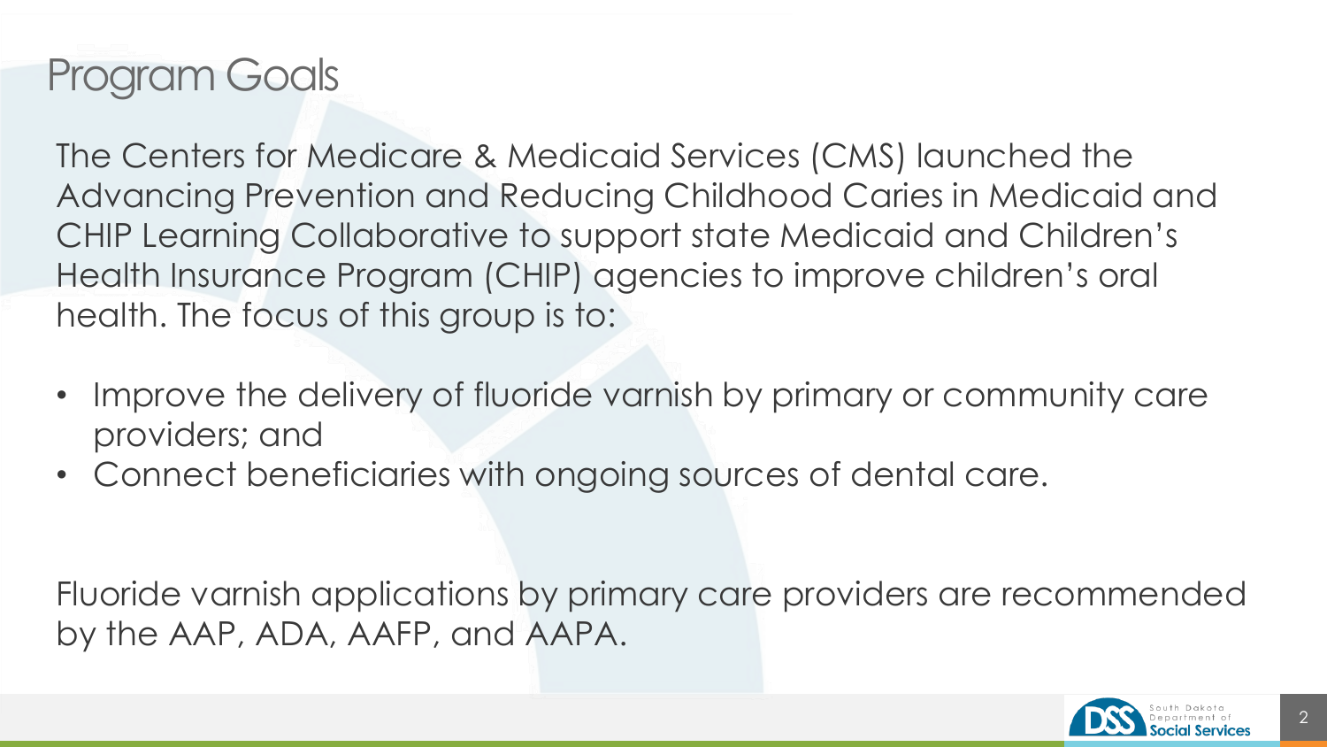# Program Goals

The Centers for Medicare & Medicaid Services (CMS) launched the Advancing Prevention and Reducing Childhood Caries in Medicaid and CHIP Learning Collaborative to support state Medicaid and Children's Health Insurance Program (CHIP) agencies to improve children's oral health. The focus of this group is to:

- Improve the delivery of fluoride varnish by primary or community care providers; and
- Connect beneficiaries with ongoing sources of dental care.

Fluoride varnish applications by primary care providers are recommended by the AAP, ADA, AAFP, and AAPA.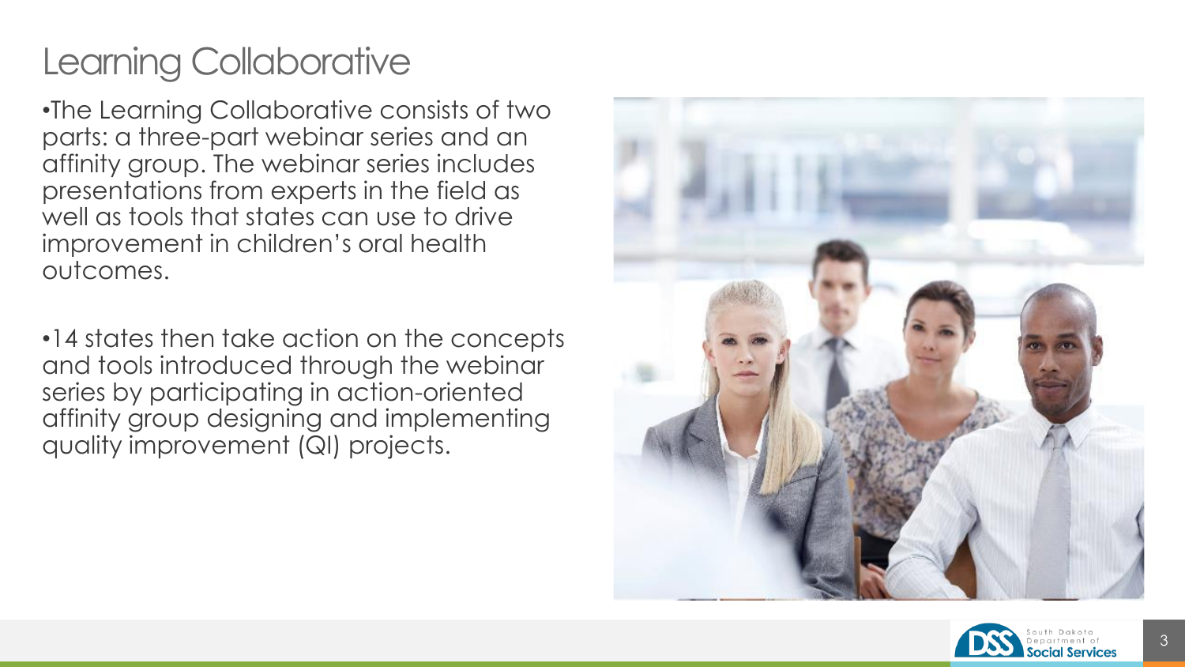# Learning Collaborative

- The Learning Collaborative consists of two parts: a three-part webinar series and an affinity group. The webinar series includes presentations from experts in the field as well as tools that states can use to drive improvement in children's oral health outcomes.

- 14 states then take action on the concepts and tools introduced through the webinar series by participating in action-oriented affinity group designing and implementing quality improvement (QI) projects.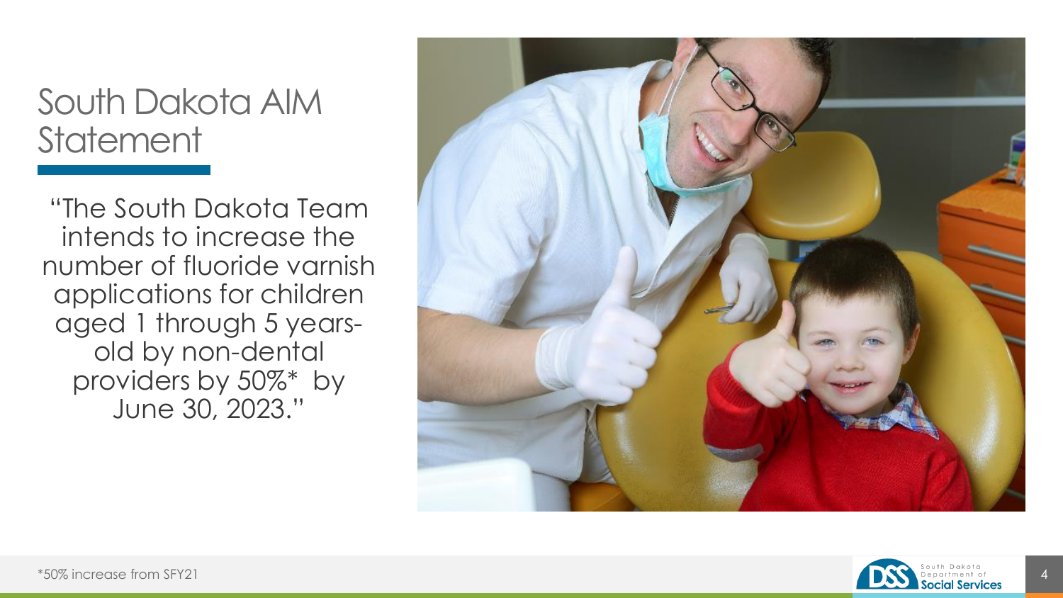# South Dakota AIM Statement

"The South Dakota Team intends to increase the number of fluoride varnish applications for children aged 1 through 5 years-old by non-dental providers by 50%* by June 30, 2023."

*50% increase from SFY21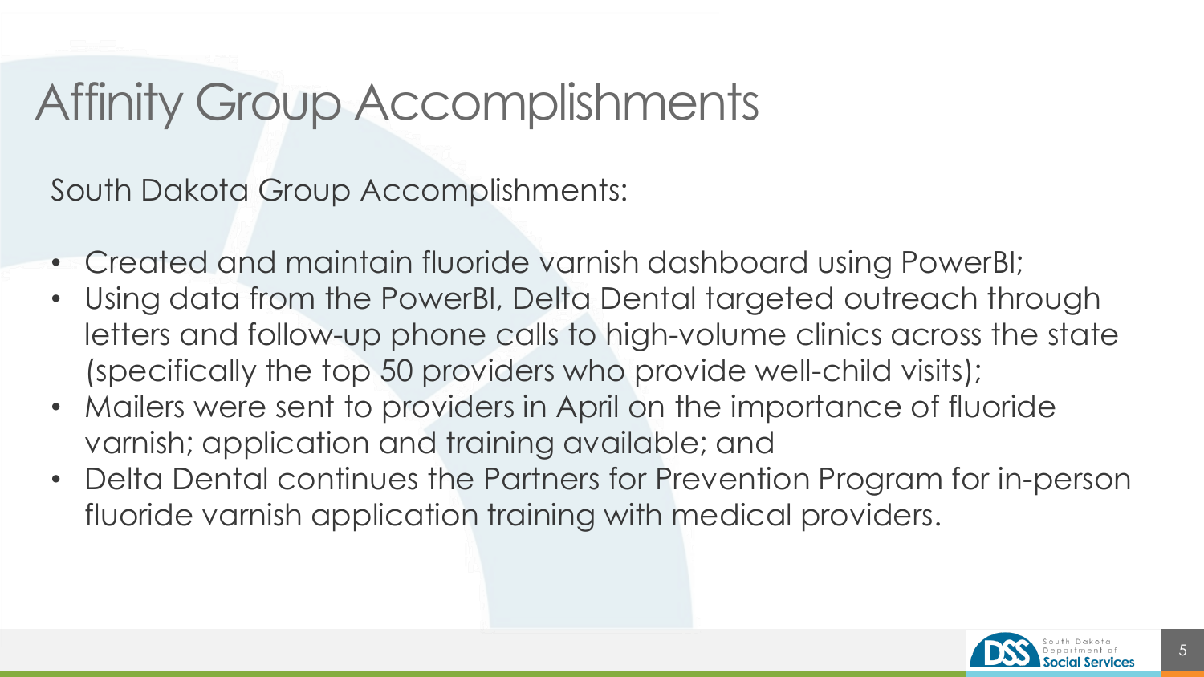# Affinity Group Accomplishments

South Dakota Group Accomplishments:

- Created and maintain fluoride varnish dashboard using PowerBI;
- Using data from the PowerBI, Delta Dental targeted outreach through letters and follow-up phone calls to high-volume clinics across the state (specifically the top 50 providers who provide well-child visits);
- Mailers were sent to providers in April on the importance of fluoride varnish; application and training available; and
- Delta Dental continues the Partners for Prevention Program for in-person fluoride varnish application training with medical providers.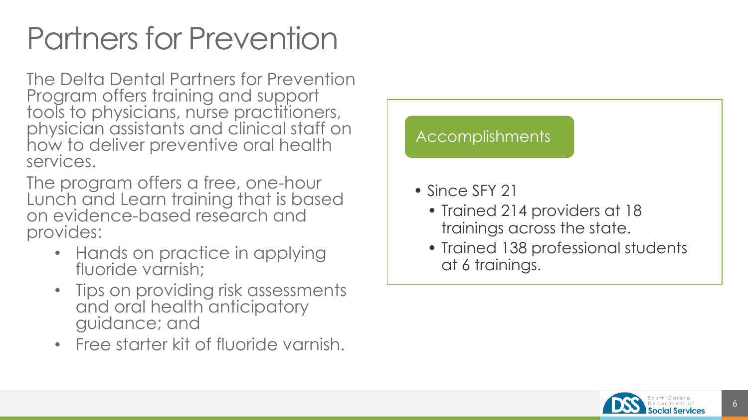# Partners for Prevention

The Delta Dental Partners for Prevention Program offers training and support tools to physicians, nurse practitioners, physician assistants and clinical staff on how to deliver preventive oral health services.

The program offers a free, one-hour Lunch and Learn training that is based on evidence-based research and provides:

- Hands on practice in applying fluoride varnish;
- Tips on providing risk assessments and oral health anticipatory guidance; and
- Free starter kit of fluoride varnish.

## Accomplishments

- Since SFY 21
  - Trained 214 providers at 18 trainings across the state.
  - Trained 138 professional students at 6 trainings.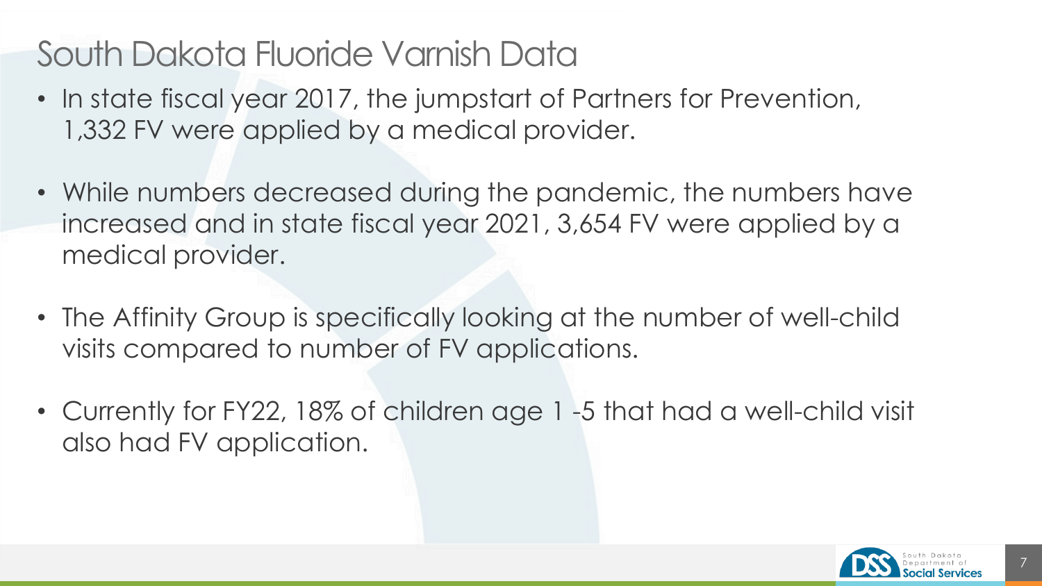# South Dakota Fluoride Varnish Data

- In state fiscal year 2017, the jumpstart of Partners for Prevention, 1,332 FV were applied by a medical provider.
- While numbers decreased during the pandemic, the numbers have increased and in state fiscal year 2021, 3,654 FV were applied by a medical provider.
- The Affinity Group is specifically looking at the number of well-child visits compared to number of FV applications.
- Currently for FY22, 18% of children age 1 -5 that had a well-child visit also had FV application.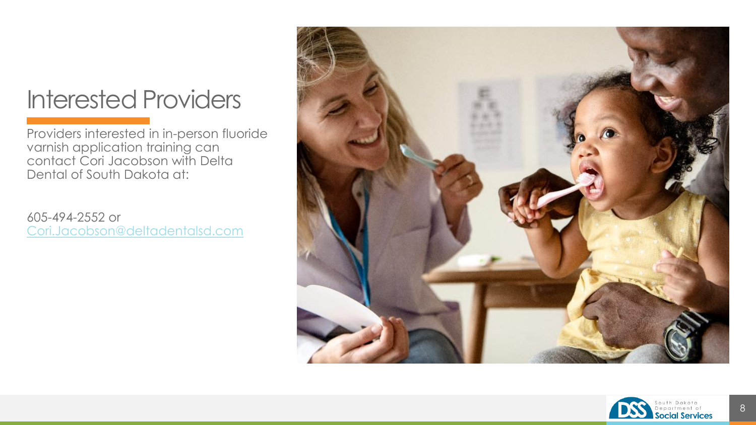# Interested Providers

Providers interested in in-person fluoride varnish application training can contact Cori Jacobson with Delta Dental of South Dakota at:

605-494-2552 or [Cori.Jacobson@deltadentalsd.com](mailto:Cori.Jacobson@deltadentalsd.com)